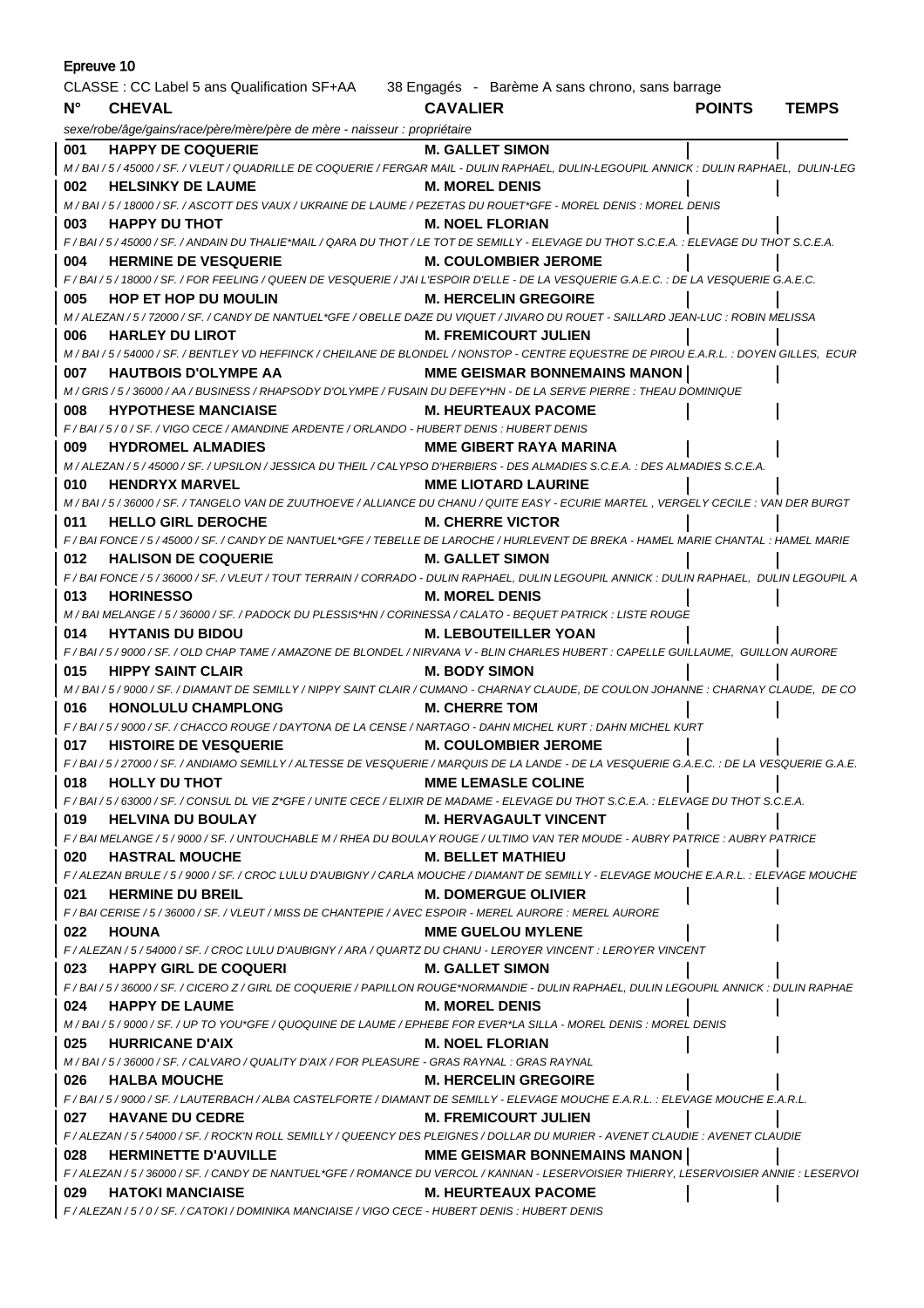Epreuve 10

CLASSE : CC Label 5 ans Qualification SF+AA    38 Engagés  -  Barème A sans chrono, sans barrage

| N° | CHEVAL | CAVALIER | POINTS | TEMPS |
|---|---|---|---|---|
| | *sexe/robe/âge/gains/race/père/mère/père de mère - naisseur : propriétaire* | | | |
| 001 | **HAPPY DE COQUERIE** | **M. GALLET SIMON** | | |
| | *M / BAI / 5 / 45000 / SF. / VLEUT / QUADRILLE DE COQUERIE / FERGAR MAIL - DULIN RAPHAEL, DULIN-LEGOUPIL ANNICK : DULIN RAPHAEL, DULIN-LEG* | | | |
| 002 | **HELSINKY DE LAUME** | **M. MOREL DENIS** | | |
| | *M / BAI / 5 / 18000 / SF. / ASCOTT DES VAUX / UKRAINE DE LAUME / PEZETAS DU ROUET\*GFE - MOREL DENIS : MOREL DENIS* | | | |
| 003 | **HAPPY DU THOT** | **M. NOEL FLORIAN** | | |
| | *F / BAI / 5 / 45000 / SF. / ANDAIN DU THALIE\*MAIL / QARA DU THOT / LE TOT DE SEMILLY - ELEVAGE DU THOT S.C.E.A. : ELEVAGE DU THOT S.C.E.A.* | | | |
| 004 | **HERMINE DE VESQUERIE** | **M. COULOMBIER JEROME** | | |
| | *F / BAI / 5 / 18000 / SF. / FOR FEELING / QUEEN DE VESQUERIE / J'AI L'ESPOIR D'ELLE - DE LA VESQUERIE G.A.E.C. : DE LA VESQUERIE G.A.E.C.* | | | |
| 005 | **HOP ET HOP DU MOULIN** | **M. HERCELIN GREGOIRE** | | |
| | *M / ALEZAN / 5 / 72000 / SF. / CANDY DE NANTUEL\*GFE / OBELLE DAZE DU VIQUET / JIVARO DU ROUET - SAILLARD JEAN-LUC : ROBIN MELISSA* | | | |
| 006 | **HARLEY DU LIROT** | **M. FREMICOURT JULIEN** | | |
| | *M / BAI / 5 / 54000 / SF. / BENTLEY VD HEFFINCK / CHEILANE DE BLONDEL / NONSTOP - CENTRE EQUESTRE DE PIROU E.A.R.L. : DOYEN GILLES, ECUR* | | | |
| 007 | **HAUTBOIS D'OLYMPE AA** | **MME GEISMAR BONNEMAINS MANON** | | |
| | *M / GRIS / 5 / 36000 / AA / BUSINESS / RHAPSODY D'OLYMPE / FUSAIN DU DEFEY\*HN - DE LA SERVE PIERRE : THEAU DOMINIQUE* | | | |
| 008 | **HYPOTHESE MANCIAISE** | **M. HEURTEAUX PACOME** | | |
| | *F / BAI / 5 / 0 / SF. / VIGO CECE / AMANDINE ARDENTE / ORLANDO - HUBERT DENIS : HUBERT DENIS* | | | |
| 009 | **HYDROMEL ALMADIES** | **MME GIBERT RAYA MARINA** | | |
| | *M / ALEZAN / 5 / 45000 / SF. / UPSILON / JESSICA DU THEIL / CALYPSO D'HERBIERS - DES ALMADIES S.C.E.A. : DES ALMADIES S.C.E.A.* | | | |
| 010 | **HENDRYX MARVEL** | **MME LIOTARD LAURINE** | | |
| | *M / BAI / 5 / 36000 / SF. / TANGELO VAN DE ZUUTHOEVE / ALLIANCE DU CHANU / QUITE EASY - ECURIE MARTEL , VERGELY CECILE : VAN DER BURGT* | | | |
| 011 | **HELLO GIRL DEROCHE** | **M. CHERRE VICTOR** | | |
| | *F / BAI FONCE / 5 / 45000 / SF. / CANDY DE NANTUEL\*GFE / TEBELLE DE LAROCHE / HURLEVENT DE BREKA - HAMEL MARIE CHANTAL : HAMEL MARIE* | | | |
| 012 | **HALISON DE COQUERIE** | **M. GALLET SIMON** | | |
| | *F / BAI FONCE / 5 / 36000 / SF. / VLEUT / TOUT TERRAIN / CORRADO - DULIN RAPHAEL, DULIN LEGOUPIL ANNICK : DULIN RAPHAEL, DULIN LEGOUPIL A* | | | |
| 013 | **HORINESSO** | **M. MOREL DENIS** | | |
| | *M / BAI MELANGE / 5 / 36000 / SF. / PADOCK DU PLESSIS\*HN / CORINESSA / CALATO - BEQUET PATRICK : LISTE ROUGE* | | | |
| 014 | **HYTANIS DU BIDOU** | **M. LEBOUTEILLER YOAN** | | |
| | *F / BAI / 5 / 9000 / SF. / OLD CHAP TAME / AMAZONE DE BLONDEL / NIRVANA V - BLIN CHARLES HUBERT : CAPELLE GUILLAUME, GUILLON AURORE* | | | |
| 015 | **HIPPY SAINT CLAIR** | **M. BODY SIMON** | | |
| | *M / BAI / 5 / 9000 / SF. / DIAMANT DE SEMILLY / NIPPY SAINT CLAIR / CUMANO - CHARNAY CLAUDE, DE COULON JOHANNE : CHARNAY CLAUDE, DE CO* | | | |
| 016 | **HONOLULU CHAMPLONG** | **M. CHERRE TOM** | | |
| | *F / BAI / 5 / 9000 / SF. / CHACCO ROUGE / DAYTONA DE LA CENSE / NARTAGO - DAHN MICHEL KURT : DAHN MICHEL KURT* | | | |
| 017 | **HISTOIRE DE VESQUERIE** | **M. COULOMBIER JEROME** | | |
| | *F / BAI / 5 / 27000 / SF. / ANDIAMO SEMILLY / ALTESSE DE VESQUERIE / MARQUIS DE LA LANDE - DE LA VESQUERIE G.A.E.C. : DE LA VESQUERIE G.A.E.* | | | |
| 018 | **HOLLY DU THOT** | **MME LEMASLE COLINE** | | |
| | *F / BAI / 5 / 63000 / SF. / CONSUL DL VIE Z\*GFE / UNITE CECE / ELIXIR DE MADAME - ELEVAGE DU THOT S.C.E.A. : ELEVAGE DU THOT S.C.E.A.* | | | |
| 019 | **HELVINA DU BOULAY** | **M. HERVAGAULT VINCENT** | | |
| | *F / BAI MELANGE / 5 / 9000 / SF. / UNTOUCHABLE M / RHEA DU BOULAY ROUGE / ULTIMO VAN TER MOUDE - AUBRY PATRICE : AUBRY PATRICE* | | | |
| 020 | **HASTRAL MOUCHE** | **M. BELLET MATHIEU** | | |
| | *F / ALEZAN BRULE / 5 / 9000 / SF. / CROC LULU D'AUBIGNY / CARLA MOUCHE / DIAMANT DE SEMILLY - ELEVAGE MOUCHE E.A.R.L. : ELEVAGE MOUCHE* | | | |
| 021 | **HERMINE DU BREIL** | **M. DOMERGUE OLIVIER** | | |
| | *F / BAI CERISE / 5 / 36000 / SF. / VLEUT / MISS DE CHANTEPIE / AVEC ESPOIR - MEREL AURORE : MEREL AURORE* | | | |
| 022 | **HOUNA** | **MME GUELOU MYLENE** | | |
| | *F / ALEZAN / 5 / 54000 / SF. / CROC LULU D'AUBIGNY / ARA / QUARTZ DU CHANU - LEROYER VINCENT : LEROYER VINCENT* | | | |
| 023 | **HAPPY GIRL DE COQUERI** | **M. GALLET SIMON** | | |
| | *F / BAI / 5 / 36000 / SF. / CICERO Z / GIRL DE COQUERIE / PAPILLON ROUGE\*NORMANDIE - DULIN RAPHAEL, DULIN LEGOUPIL ANNICK : DULIN RAPHAE* | | | |
| 024 | **HAPPY DE LAUME** | **M. MOREL DENIS** | | |
| | *M / BAI / 5 / 9000 / SF. / UP TO YOU\*GFE / QUOQUINE DE LAUME / EPHEBE FOR EVER\*LA SILLA - MOREL DENIS : MOREL DENIS* | | | |
| 025 | **HURRICANE D'AIX** | **M. NOEL FLORIAN** | | |
| | *M / BAI / 5 / 36000 / SF. / CALVARO / QUALITY D'AIX / FOR PLEASURE - GRAS RAYNAL : GRAS RAYNAL* | | | |
| 026 | **HALBA MOUCHE** | **M. HERCELIN GREGOIRE** | | |
| | *F / BAI / 5 / 9000 / SF. / LAUTERBACH / ALBA CASTELFORTE / DIAMANT DE SEMILLY - ELEVAGE MOUCHE E.A.R.L. : ELEVAGE MOUCHE E.A.R.L.* | | | |
| 027 | **HAVANE DU CEDRE** | **M. FREMICOURT JULIEN** | | |
| | *F / ALEZAN / 5 / 54000 / SF. / ROCK'N ROLL SEMILLY / QUEENCY DES PLEIGNES / DOLLAR DU MURIER - AVENET CLAUDIE : AVENET CLAUDIE* | | | |
| 028 | **HERMINETTE D'AUVILLE** | **MME GEISMAR BONNEMAINS MANON** | | |
| | *F / ALEZAN / 5 / 36000 / SF. / CANDY DE NANTUEL\*GFE / ROMANCE DU VERCOL / KANNAN - LESERVOISIER THIERRY, LESERVOISIER ANNIE : LESERVOI* | | | |
| 029 | **HATOKI MANCIAISE** | **M. HEURTEAUX PACOME** | | |
| | *F / ALEZAN / 5 / 0 / SF. / CATOKI / DOMINIKA MANCIAISE / VIGO CECE - HUBERT DENIS : HUBERT DENIS* | | | |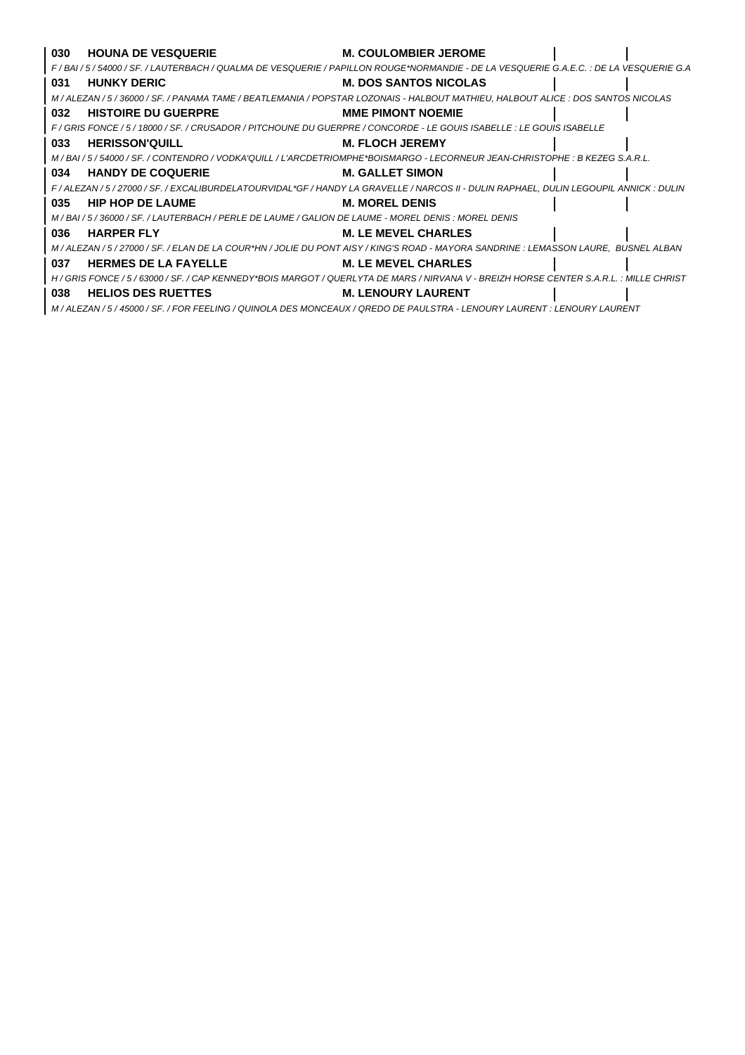| | | | | |
|---|---|---|---|---|
| **030** | **HOUNA DE VESQUERIE** | **M. COULOMBIER JEROME** | | |
| *F / BAI / 5 / 54000 / SF. / LAUTERBACH / QUALMA DE VESQUERIE / PAPILLON ROUGE*NORMANDIE - DE LA VESQUERIE G.A.E.C. : DE LA VESQUERIE G.A* | | | | |
| **031** | **HUNKY DERIC** | **M. DOS SANTOS NICOLAS** | | |
| *M / ALEZAN / 5 / 36000 / SF. / PANAMA TAME / BEATLEMANIA / POPSTAR LOZONAIS - HALBOUT MATHIEU, HALBOUT ALICE : DOS SANTOS NICOLAS* | | | | |
| **032** | **HISTOIRE DU GUERPRE** | **MME PIMONT NOEMIE** | | |
| *F / GRIS FONCE / 5 / 18000 / SF. / CRUSADOR / PITCHOUNE DU GUERPRE / CONCORDE - LE GOUIS ISABELLE : LE GOUIS ISABELLE* | | | | |
| **033** | **HERISSON'QUILL** | **M. FLOCH JEREMY** | | |
| *M / BAI / 5 / 54000 / SF. / CONTENDRO / VODKA'QUILL / L'ARCDETRIOMPHE*BOISMARGO - LECORNEUR JEAN-CHRISTOPHE : B KEZEG S.A.R.L.* | | | | |
| **034** | **HANDY DE COQUERIE** | **M. GALLET SIMON** | | |
| *F / ALEZAN / 5 / 27000 / SF. / EXCALIBURDELATOURVIDAL*GF / HANDY LA GRAVELLE / NARCOS II - DULIN RAPHAEL, DULIN LEGOUPIL ANNICK : DULIN* | | | | |
| **035** | **HIP HOP DE LAUME** | **M. MOREL DENIS** | | |
| *M / BAI / 5 / 36000 / SF. / LAUTERBACH / PERLE DE LAUME / GALION DE LAUME - MOREL DENIS : MOREL DENIS* | | | | |
| **036** | **HARPER FLY** | **M. LE MEVEL CHARLES** | | |
| *M / ALEZAN / 5 / 27000 / SF. / ELAN DE LA COUR*HN / JOLIE DU PONT AISY / KING'S ROAD - MAYORA SANDRINE : LEMASSON LAURE, BUSNEL ALBAN* | | | | |
| **037** | **HERMES DE LA FAYELLE** | **M. LE MEVEL CHARLES** | | |
| *H / GRIS FONCE / 5 / 63000 / SF. / CAP KENNEDY*BOIS MARGOT / QUERLYTA DE MARS / NIRVANA V - BREIZH HORSE CENTER S.A.R.L. : MILLE CHRIST* | | | | |
| **038** | **HELIOS DES RUETTES** | **M. LENOURY LAURENT** | | |
| *M / ALEZAN / 5 / 45000 / SF. / FOR FEELING / QUINOLA DES MONCEAUX / QREDO DE PAULSTRA - LENOURY LAURENT : LENOURY LAURENT* | | | | |